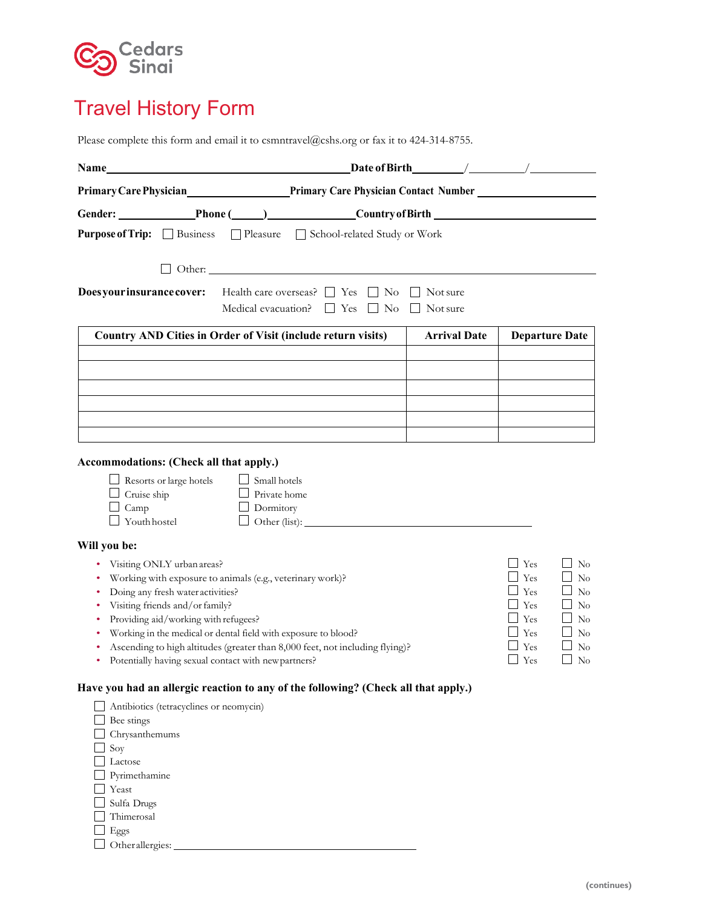Cedars Sinai

# Travel History Form

Please complete this form and email it to csmntravel@cshs.org or fax it to 424-314-8755.

**Name**\_\_\_\_\_\_\_\_\_\_\_\_\_\_\_\_\_\_\_\_\_\_\_\_\_\_\_\_\_\_\_\_\_\_\_\_\_\_\_\_ **Date of Birth**\_\_\_\_\_\_\_\_/\_\_\_\_\_\_\_\_\_/\_\_\_\_\_\_\_\_\_\_

**Primary Care Physician**\_\_\_\_\_\_\_\_\_\_\_\_\_\_\_\_\_\_ **Primary Care Physician Contact Number** \_\_\_\_\_\_\_\_\_\_\_\_\_\_\_\_\_\_\_\_

**Gender:** \_\_\_\_\_\_\_\_\_\_\_\_\_\_ **Phone (**\_\_\_\_\_**)**\_\_\_\_\_\_\_\_\_\_\_\_\_\_\_ **Country of Birth** \_\_\_\_\_\_\_\_\_\_\_\_\_\_\_\_\_\_\_\_\_\_\_\_\_\_\_

**Purpose of Trip:** ☐ Business ☐ Pleasure ☐ School-related Study or Work

☐ Other: \_\_\_\_\_\_\_\_\_\_\_\_\_\_\_\_\_\_\_\_\_\_\_\_\_\_\_\_\_\_\_\_\_\_\_\_\_\_\_\_\_\_\_\_\_\_\_\_\_\_\_\_\_\_\_\_\_\_

**Does your insurance cover:**
- Health care overseas? ☐ Yes ☐ No ☐ Not sure
- Medical evacuation? ☐ Yes ☐ No ☐ Not sure

| Country AND Cities in Order of Visit (include return visits) | Arrival Date | Departure Date |
|---|---|---|
| | | |
| | | |
| | | |
| | | |
| | | |
| | | |

**Accommodations: (Check all that apply.)**

- ☐ Resorts or large hotels
- ☐ Cruise ship
- ☐ Camp
- ☐ Youth hostel
- ☐ Small hotels
- ☐ Private home
- ☐ Dormitory
- ☐ Other (list): \_\_\_\_\_\_\_\_\_\_\_\_\_\_\_\_\_\_\_\_\_\_\_\_\_\_\_\_\_\_\_\_\_\_\_\_\_\_\_\_

**Will you be:**

- Visiting ONLY urban areas? ☐ Yes ☐ No
- Working with exposure to animals (e.g., veterinary work)? ☐ Yes ☐ No
- Doing any fresh water activities? ☐ Yes ☐ No
- Visiting friends and/or family? ☐ Yes ☐ No
- Providing aid/working with refugees? ☐ Yes ☐ No
- Working in the medical or dental field with exposure to blood? ☐ Yes ☐ No
- Ascending to high altitudes (greater than 8,000 feet, not including flying)? ☐ Yes ☐ No
- Potentially having sexual contact with new partners? ☐ Yes ☐ No

**Have you had an allergic reaction to any of the following? (Check all that apply.)**

- ☐ Antibiotics (tetracyclines or neomycin)
- ☐ Bee stings
- ☐ Chrysanthemums
- ☐ Soy
- ☐ Lactose
- ☐ Pyrimethamine
- ☐ Yeast
- ☐ Sulfa Drugs
- ☐ Thimerosal
- ☐ Eggs
- ☐ Other allergies: \_\_\_\_\_\_\_\_\_\_\_\_\_\_\_\_\_\_\_\_\_\_\_\_\_\_\_\_\_\_\_\_\_\_\_\_\_\_\_\_\_\_\_

(continues)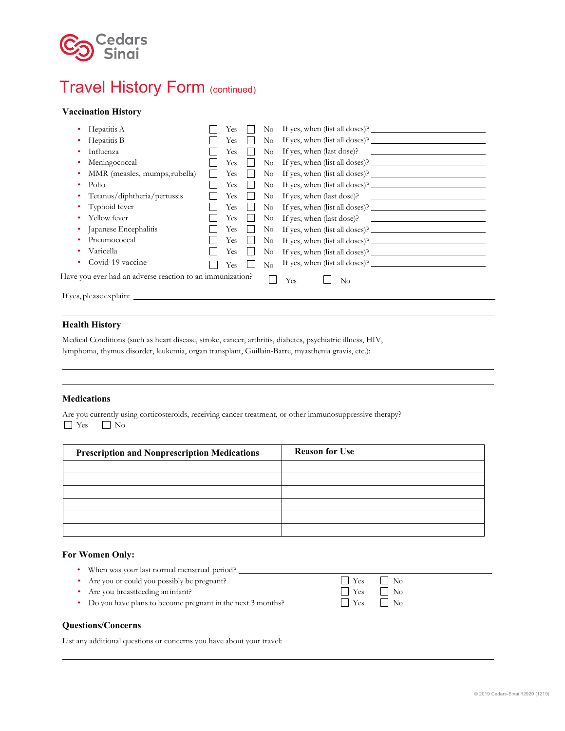# Travel History Form (continued)

## Vaccination History

- Hepatitis A ☐ Yes ☐ No If yes, when (list all doses)? ____________________
- Hepatitis B ☐ Yes ☐ No If yes, when (list all doses)? ____________________
- Influenza ☐ Yes ☐ No If yes, when (last dose)? ____________________
- Meningococcal ☐ Yes ☐ No If yes, when (list all doses)? ____________________
- MMR (measles, mumps, rubella) ☐ Yes ☐ No If yes, when (list all doses)? ____________________
- Polio ☐ Yes ☐ No If yes, when (list all doses)? ____________________
- Tetanus/diphtheria/pertussis ☐ Yes ☐ No If yes, when (last dose)? ____________________
- Typhoid fever ☐ Yes ☐ No If yes, when (list all doses)? ____________________
- Yellow fever ☐ Yes ☐ No If yes, when (last dose)? ____________________
- Japanese Encephalitis ☐ Yes ☐ No If yes, when (list all doses)? ____________________
- Pneumococcal ☐ Yes ☐ No If yes, when (list all doses)? ____________________
- Varicella ☐ Yes ☐ No If yes, when (list all doses)? ____________________
- Covid-19 vaccine ☐ Yes ☐ No If yes, when (list all doses)? ____________________

Have you ever had an adverse reaction to an immunization? ☐ Yes ☐ No

If yes, please explain: ____________________

## Health History

Medical Conditions (such as heart disease, stroke, cancer, arthritis, diabetes, psychiatric illness, HIV, lymphoma, thymus disorder, leukemia, organ transplant, Guillain-Barre, myasthenia gravis, etc.):

____________________

____________________

## Medications

Are you currently using corticosteroids, receiving cancer treatment, or other immunosuppressive therapy?

☐ Yes ☐ No

| Prescription and Nonprescription Medications | Reason for Use |
|---|---|
| | |
| | |
| | |
| | |
| | |
| | |

## For Women Only:

- When was your last normal menstrual period? ____________________
- Are you or could you possibly be pregnant? ☐ Yes ☐ No
- Are you breastfeeding an infant? ☐ Yes ☐ No
- Do you have plans to become pregnant in the next 3 months? ☐ Yes ☐ No

## Questions/Concerns

List any additional questions or concerns you have about your travel: ____________________

____________________

© 2019 Cedars-Sinai 12920 (1219)